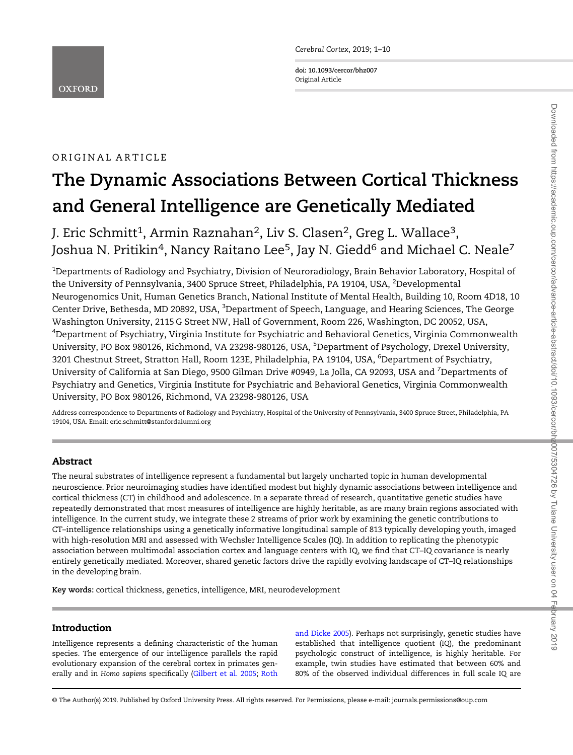ORIGINAL ARTICLE

# The Dynamic Associations Between Cortical Thickness and General Intelligence are Genetically Mediated

J. Eric Schmitt[1], Armin Raznahan[2], Liv S. Clasen[2], Greg L. Wallace[3], Joshua N. Pritikin[4], Nancy Raitano Lee[5], Jay N. Giedd[6] and Michael C. Neale[7]

[1]Departments of Radiology and Psychiatry, Division of Neuroradiology, Brain Behavior Laboratory, Hospital of the University of Pennsylvania, 3400 Spruce Street, Philadelphia, PA 19104, USA, [2]Developmental Neurogenomics Unit, Human Genetics Branch, National Institute of Mental Health, Building 10, Room 4D18, 10 Center Drive, Bethesda, MD 20892, USA, [3]Department of Speech, Language, and Hearing Sciences, The George Washington University, 2115 G Street NW, Hall of Government, Room 226, Washington, DC 20052, USA, [4]Department of Psychiatry, Virginia Institute for Psychiatric and Behavioral Genetics, Virginia Commonwealth University, PO Box 980126, Richmond, VA 23298-980126, USA, [5]Department of Psychology, Drexel University, 3201 Chestnut Street, Stratton Hall, Room 123E, Philadelphia, PA 19104, USA, [6]Department of Psychiatry, University of California at San Diego, 9500 Gilman Drive #0949, La Jolla, CA 92093, USA and [7]Departments of Psychiatry and Genetics, Virginia Institute for Psychiatric and Behavioral Genetics, Virginia Commonwealth University, PO Box 980126, Richmond, VA 23298-980126, USA

Address correspondence to Departments of Radiology and Psychiatry, Hospital of the University of Pennsylvania, 3400 Spruce Street, Philadelphia, PA 19104, USA. Email: eric.schmitt@stanfordalumni.org

## Abstract

The neural substrates of intelligence represent a fundamental but largely uncharted topic in human developmental neuroscience. Prior neuroimaging studies have identified modest but highly dynamic associations between intelligence and cortical thickness (CT) in childhood and adolescence. In a separate thread of research, quantitative genetic studies have repeatedly demonstrated that most measures of intelligence are highly heritable, as are many brain regions associated with intelligence. In the current study, we integrate these 2 streams of prior work by examining the genetic contributions to CT–intelligence relationships using a genetically informative longitudinal sample of 813 typically developing youth, imaged with high-resolution MRI and assessed with Wechsler Intelligence Scales (IQ). In addition to replicating the phenotypic association between multimodal association cortex and language centers with IQ, we find that CT–IQ covariance is nearly entirely genetically mediated. Moreover, shared genetic factors drive the rapidly evolving landscape of CT–IQ relationships in the developing brain.

**Key words:** cortical thickness, genetics, intelligence, MRI, neurodevelopment

## Introduction

Intelligence represents a defining characteristic of the human species. The emergence of our intelligence parallels the rapid evolutionary expansion of the cerebral cortex in primates generally and in *Homo sapiens* specifically (Gilbert et al. 2005; Roth and Dicke 2005). Perhaps not surprisingly, genetic studies have established that intelligence quotient (IQ), the predominant psychologic construct of intelligence, is highly heritable. For example, twin studies have estimated that between 60% and 80% of the observed individual differences in full scale IQ are

© The Author(s) 2019. Published by Oxford University Press. All rights reserved. For Permissions, please e-mail: journals.permissions@oup.com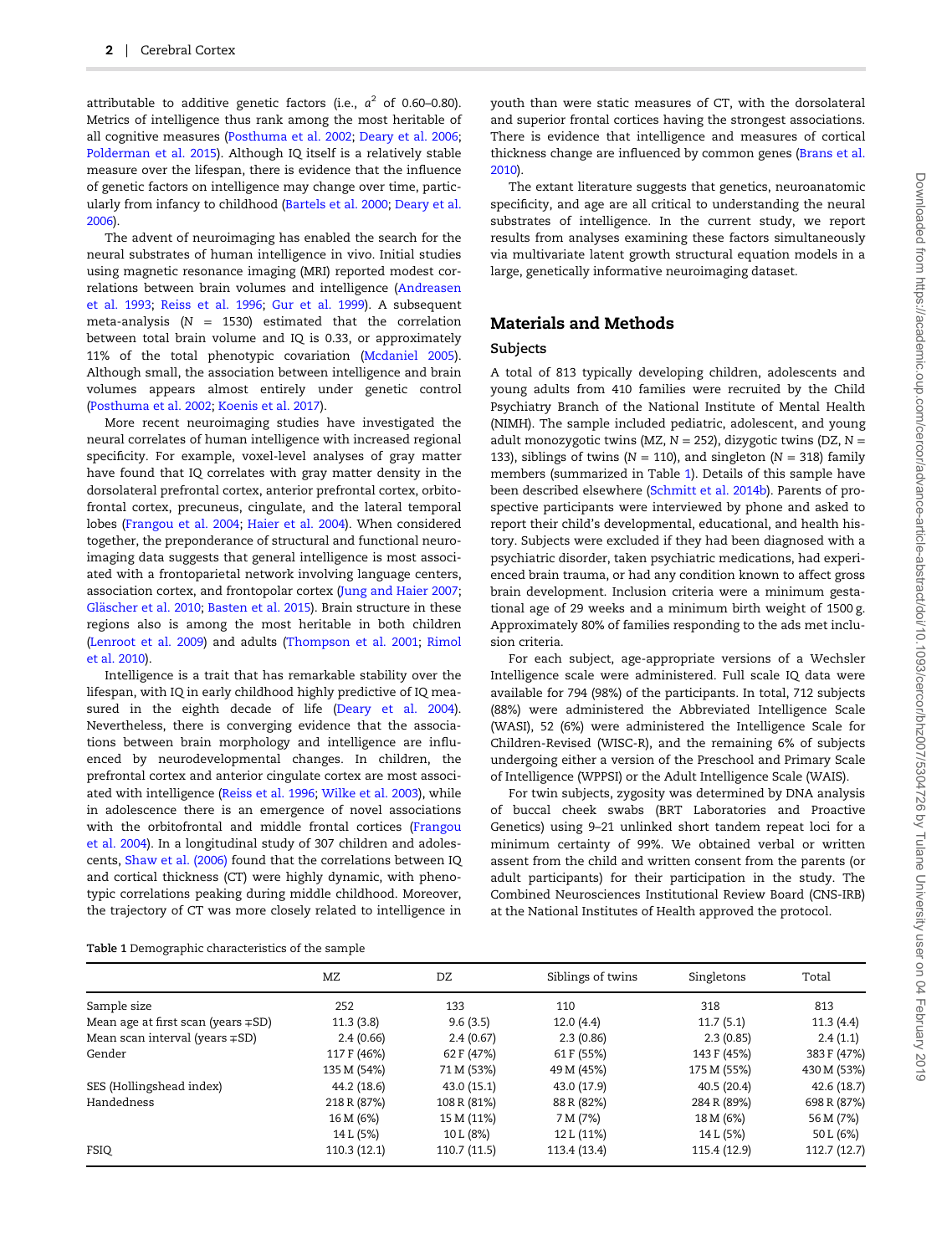attributable to additive genetic factors (i.e., $a^2$ of 0.60–0.80). Metrics of intelligence thus rank among the most heritable of all cognitive measures (Posthuma et al. 2002; Deary et al. 2006; Polderman et al. 2015). Although IQ itself is a relatively stable measure over the lifespan, there is evidence that the influence of genetic factors on intelligence may change over time, particularly from infancy to childhood (Bartels et al. 2000; Deary et al. 2006).

The advent of neuroimaging has enabled the search for the neural substrates of human intelligence in vivo. Initial studies using magnetic resonance imaging (MRI) reported modest correlations between brain volumes and intelligence (Andreasen et al. 1993; Reiss et al. 1996; Gur et al. 1999). A subsequent meta-analysis ($N$ = 1530) estimated that the correlation between total brain volume and IQ is 0.33, or approximately 11% of the total phenotypic covariation (Mcdaniel 2005). Although small, the association between intelligence and brain volumes appears almost entirely under genetic control (Posthuma et al. 2002; Koenis et al. 2017).

More recent neuroimaging studies have investigated the neural correlates of human intelligence with increased regional specificity. For example, voxel-level analyses of gray matter have found that IQ correlates with gray matter density in the dorsolateral prefrontal cortex, anterior prefrontal cortex, orbitofrontal cortex, precuneus, cingulate, and the lateral temporal lobes (Frangou et al. 2004; Haier et al. 2004). When considered together, the preponderance of structural and functional neuroimaging data suggests that general intelligence is most associated with a frontoparietal network involving language centers, association cortex, and frontopolar cortex (Jung and Haier 2007; Gläscher et al. 2010; Basten et al. 2015). Brain structure in these regions also is among the most heritable in both children (Lenroot et al. 2009) and adults (Thompson et al. 2001; Rimol et al. 2010).

Intelligence is a trait that has remarkable stability over the lifespan, with IQ in early childhood highly predictive of IQ measured in the eighth decade of life (Deary et al. 2004). Nevertheless, there is converging evidence that the associations between brain morphology and intelligence are influenced by neurodevelopmental changes. In children, the prefrontal cortex and anterior cingulate cortex are most associated with intelligence (Reiss et al. 1996; Wilke et al. 2003), while in adolescence there is an emergence of novel associations with the orbitofrontal and middle frontal cortices (Frangou et al. 2004). In a longitudinal study of 307 children and adolescents, Shaw et al. (2006) found that the correlations between IQ and cortical thickness (CT) were highly dynamic, with phenotypic correlations peaking during middle childhood. Moreover, the trajectory of CT was more closely related to intelligence in youth than were static measures of CT, with the dorsolateral and superior frontal cortices having the strongest associations. There is evidence that intelligence and measures of cortical thickness change are influenced by common genes (Brans et al. 2010).

The extant literature suggests that genetics, neuroanatomic specificity, and age are all critical to understanding the neural substrates of intelligence. In the current study, we report results from analyses examining these factors simultaneously via multivariate latent growth structural equation models in a large, genetically informative neuroimaging dataset.

## Materials and Methods

### Subjects

A total of 813 typically developing children, adolescents and young adults from 410 families were recruited by the Child Psychiatry Branch of the National Institute of Mental Health (NIMH). The sample included pediatric, adolescent, and young adult monozygotic twins (MZ, $N$ = 252), dizygotic twins (DZ, $N$ = 133), siblings of twins ($N$ = 110), and singleton ($N$ = 318) family members (summarized in Table 1). Details of this sample have been described elsewhere (Schmitt et al. 2014b). Parents of prospective participants were interviewed by phone and asked to report their child's developmental, educational, and health history. Subjects were excluded if they had been diagnosed with a psychiatric disorder, taken psychiatric medications, had experienced brain trauma, or had any condition known to affect gross brain development. Inclusion criteria were a minimum gestational age of 29 weeks and a minimum birth weight of 1500 g. Approximately 80% of families responding to the ads met inclusion criteria.

For each subject, age-appropriate versions of a Wechsler Intelligence scale were administered. Full scale IQ data were available for 794 (98%) of the participants. In total, 712 subjects (88%) were administered the Abbreviated Intelligence Scale (WASI), 52 (6%) were administered the Intelligence Scale for Children-Revised (WISC-R), and the remaining 6% of subjects undergoing either a version of the Preschool and Primary Scale of Intelligence (WPPSI) or the Adult Intelligence Scale (WAIS).

For twin subjects, zygosity was determined by DNA analysis of buccal cheek swabs (BRT Laboratories and Proactive Genetics) using 9–21 unlinked short tandem repeat loci for a minimum certainty of 99%. We obtained verbal or written assent from the child and written consent from the parents (or adult participants) for their participation in the study. The Combined Neurosciences Institutional Review Board (CNS-IRB) at the National Institutes of Health approved the protocol.

Table 1 Demographic characteristics of the sample

| | MZ | DZ | Siblings of twins | Singletons | Total |
|---|---|---|---|---|---|
| Sample size | 252 | 133 | 110 | 318 | 813 |
| Mean age at first scan (years ∓SD) | 11.3 (3.8) | 9.6 (3.5) | 12.0 (4.4) | 11.7 (5.1) | 11.3 (4.4) |
| Mean scan interval (years ∓SD) | 2.4 (0.66) | 2.4 (0.67) | 2.3 (0.86) | 2.3 (0.85) | 2.4 (1.1) |
| Gender | 117 F (46%) | 62 F (47%) | 61 F (55%) | 143 F (45%) | 383 F (47%) |
| | 135 M (54%) | 71 M (53%) | 49 M (45%) | 175 M (55%) | 430 M (53%) |
| SES (Hollingshead index) | 44.2 (18.6) | 43.0 (15.1) | 43.0 (17.9) | 40.5 (20.4) | 42.6 (18.7) |
| Handedness | 218 R (87%) | 108 R (81%) | 88 R (82%) | 284 R (89%) | 698 R (87%) |
| | 16 M (6%) | 15 M (11%) | 7 M (7%) | 18 M (6%) | 56 M (7%) |
| | 14 L (5%) | 10 L (8%) | 12 L (11%) | 14 L (5%) | 50 L (6%) |
| FSIQ | 110.3 (12.1) | 110.7 (11.5) | 113.4 (13.4) | 115.4 (12.9) | 112.7 (12.7) |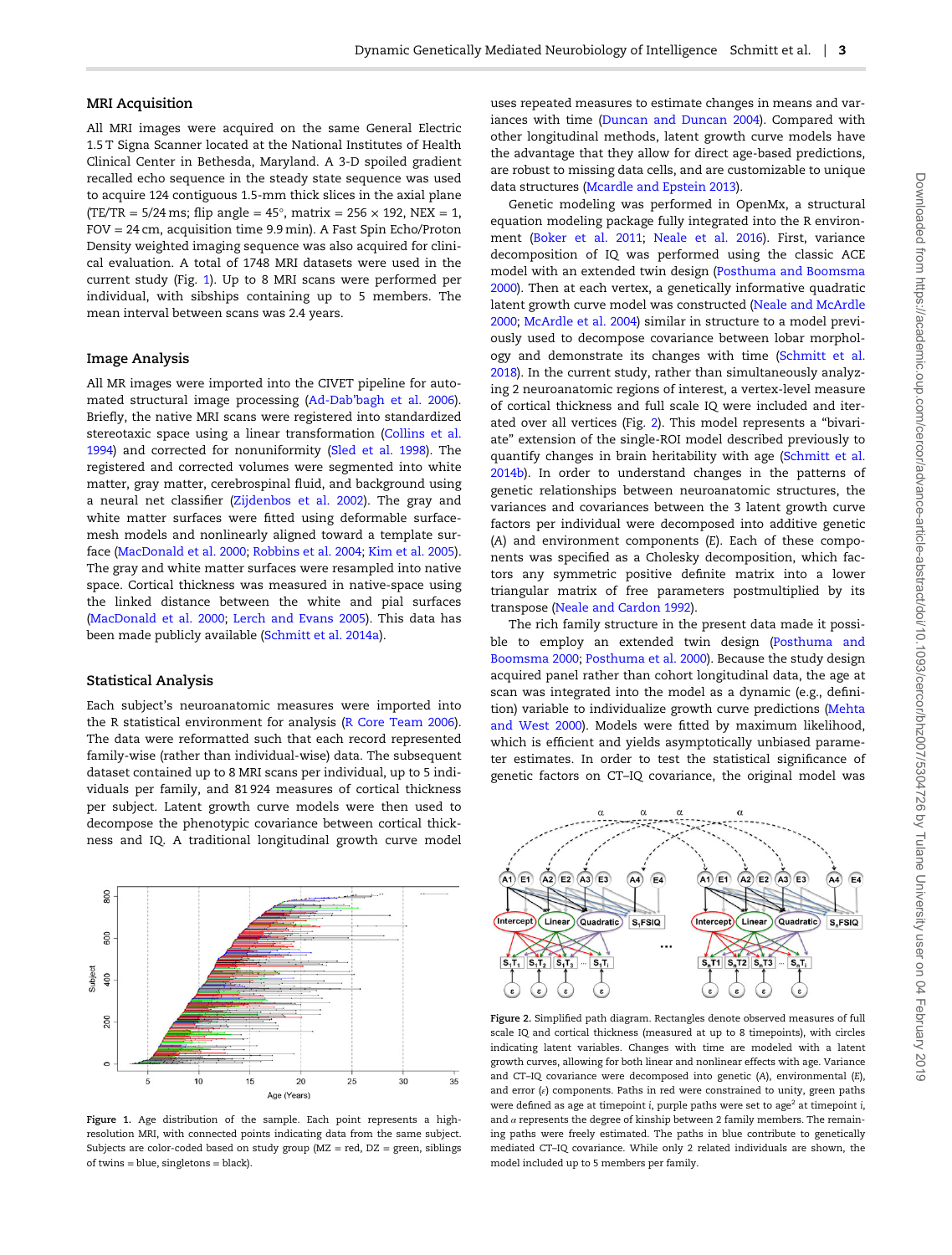## MRI Acquisition

All MRI images were acquired on the same General Electric 1.5 T Signa Scanner located at the National Institutes of Health Clinical Center in Bethesda, Maryland. A 3-D spoiled gradient recalled echo sequence in the steady state sequence was used to acquire 124 contiguous 1.5-mm thick slices in the axial plane (TE/TR = 5/24 ms; flip angle = 45°, matrix = 256 × 192, NEX = 1, FOV = 24 cm, acquisition time 9.9 min). A Fast Spin Echo/Proton Density weighted imaging sequence was also acquired for clinical evaluation. A total of 1748 MRI datasets were used in the current study (Fig. 1). Up to 8 MRI scans were performed per individual, with sibships containing up to 5 members. The mean interval between scans was 2.4 years.

## Image Analysis

All MR images were imported into the CIVET pipeline for automated structural image processing (Ad-Dab'bagh et al. 2006). Briefly, the native MRI scans were registered into standardized stereotaxic space using a linear transformation (Collins et al. 1994) and corrected for nonuniformity (Sled et al. 1998). The registered and corrected volumes were segmented into white matter, gray matter, cerebrospinal fluid, and background using a neural net classifier (Zijdenbos et al. 2002). The gray and white matter surfaces were fitted using deformable surface-mesh models and nonlinearly aligned toward a template surface (MacDonald et al. 2000; Robbins et al. 2004; Kim et al. 2005). The gray and white matter surfaces were resampled into native space. Cortical thickness was measured in native-space using the linked distance between the white and pial surfaces (MacDonald et al. 2000; Lerch and Evans 2005). This data has been made publicly available (Schmitt et al. 2014a).

## Statistical Analysis

Each subject's neuroanatomic measures were imported into the R statistical environment for analysis (R Core Team 2006). The data were reformatted such that each record represented family-wise (rather than individual-wise) data. The subsequent dataset contained up to 8 MRI scans per individual, up to 5 individuals per family, and 81 924 measures of cortical thickness per subject. Latent growth curve models were then used to decompose the phenotypic covariance between cortical thickness and IQ. A traditional longitudinal growth curve model uses repeated measures to estimate changes in means and variances with time (Duncan and Duncan 2004). Compared with other longitudinal methods, latent growth curve models have the advantage that they allow for direct age-based predictions, are robust to missing data cells, and are customizable to unique data structures (Mcardle and Epstein 2013).

Genetic modeling was performed in OpenMx, a structural equation modeling package fully integrated into the R environment (Boker et al. 2011; Neale et al. 2016). First, variance decomposition of IQ was performed using the classic ACE model with an extended twin design (Posthuma and Boomsma 2000). Then at each vertex, a genetically informative quadratic latent growth curve model was constructed (Neale and McArdle 2000; McArdle et al. 2004) similar in structure to a model previously used to decompose covariance between lobar morphology and demonstrate its changes with time (Schmitt et al. 2018). In the current study, rather than simultaneously analyzing 2 neuroanatomic regions of interest, a vertex-level measure of cortical thickness and full scale IQ were included and iterated over all vertices (Fig. 2). This model represents a "bivariate" extension of the single-ROI model described previously to quantify changes in brain heritability with age (Schmitt et al. 2014b). In order to understand changes in the patterns of genetic relationships between neuroanatomic structures, the variances and covariances between the 3 latent growth curve factors per individual were decomposed into additive genetic (*A*) and environment components (*E*). Each of these components was specified as a Cholesky decomposition, which factors any symmetric positive definite matrix into a lower triangular matrix of free parameters postmultiplied by its transpose (Neale and Cardon 1992).

The rich family structure in the present data made it possible to employ an extended twin design (Posthuma and Boomsma 2000; Posthuma et al. 2000). Because the study design acquired panel rather than cohort longitudinal data, the age at scan was integrated into the model as a dynamic (e.g., definition) variable to individualize growth curve predictions (Mehta and West 2000). Models were fitted by maximum likelihood, which is efficient and yields asymptotically unbiased parameter estimates. In order to test the statistical significance of genetic factors on CT–IQ covariance, the original model was

**Figure 1.** Age distribution of the sample. Each point represents a high-resolution MRI, with connected points indicating data from the same subject. Subjects are color-coded based on study group (MZ = red, DZ = green, siblings of twins = blue, singletons = black).

**Figure 2.** Simplified path diagram. Rectangles denote observed measures of full scale IQ and cortical thickness (measured at up to 8 timepoints), with circles indicating latent variables. Changes with time are modeled with a latent growth curves, allowing for both linear and nonlinear effects with age. Variance and CT–IQ covariance were decomposed into genetic (*A*), environmental (*E*), and error (*ε*) components. Paths in red were constrained to unity, green paths were defined as age at timepoint *i*, purple paths were set to age$^2$ at timepoint *i*, and *α* represents the degree of kinship between 2 family members. The remaining paths were freely estimated. The paths in blue contribute to genetically mediated CT–IQ covariance. While only 2 related individuals are shown, the model included up to 5 members per family.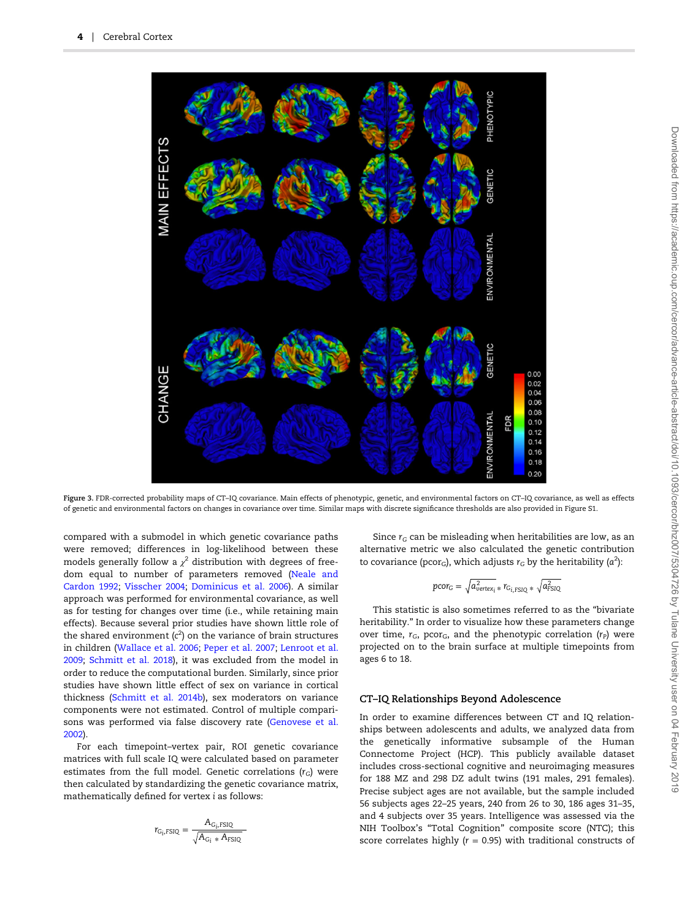Figure 3. FDR-corrected probability maps of CT–IQ covariance. Main effects of phenotypic, genetic, and environmental factors on CT–IQ covariance, as well as effects of genetic and environmental factors on changes in covariance over time. Similar maps with discrete significance thresholds are also provided in Figure S1.

compared with a submodel in which genetic covariance paths were removed; differences in log-likelihood between these models generally follow a $\chi^2$ distribution with degrees of freedom equal to number of parameters removed (Neale and Cardon 1992; Visscher 2004; Dominicus et al. 2006). A similar approach was performed for environmental covariance, as well as for testing for changes over time (i.e., while retaining main effects). Because several prior studies have shown little role of the shared environment ($c^2$) on the variance of brain structures in children (Wallace et al. 2006; Peper et al. 2007; Lenroot et al. 2009; Schmitt et al. 2018), it was excluded from the model in order to reduce the computational burden. Similarly, since prior studies have shown little effect of sex on variance in cortical thickness (Schmitt et al. 2014b), sex moderators on variance components were not estimated. Control of multiple comparisons was performed via false discovery rate (Genovese et al. 2002).

For each timepoint–vertex pair, ROI genetic covariance matrices with full scale IQ were calculated based on parameter estimates from the full model. Genetic correlations ($r_G$) were then calculated by standardizing the genetic covariance matrix, mathematically defined for vertex i as follows:

$$r_{G_i,\text{FSIQ}} = \frac{A_{G_i,\text{FSIQ}}}{\sqrt{A_{G_i} * A_{\text{FSIQ}}}}$$

Since $r_G$ can be misleading when heritabilities are low, as an alternative metric we also calculated the genetic contribution to covariance ($\text{pcor}_G$), which adjusts $r_G$ by the heritability ($a^2$):

$$\text{pcor}_G = \sqrt{a^2_{\text{vertex}_i}} * r_{G_i,\text{FSIQ}} * \sqrt{a^2_{\text{FSIQ}}}$$

This statistic is also sometimes referred to as the "bivariate heritability." In order to visualize how these parameters change over time, $r_G$, $\text{pcor}_G$, and the phenotypic correlation ($r_P$) were projected on to the brain surface at multiple timepoints from ages 6 to 18.

## CT–IQ Relationships Beyond Adolescence

In order to examine differences between CT and IQ relationships between adolescents and adults, we analyzed data from the genetically informative subsample of the Human Connectome Project (HCP). This publicly available dataset includes cross-sectional cognitive and neuroimaging measures for 188 MZ and 298 DZ adult twins (191 males, 291 females). Precise subject ages are not available, but the sample included 56 subjects ages 22–25 years, 240 from 26 to 30, 186 ages 31–35, and 4 subjects over 35 years. Intelligence was assessed via the NIH Toolbox's "Total Cognition" composite score (NTC); this score correlates highly ($r = 0.95$) with traditional constructs of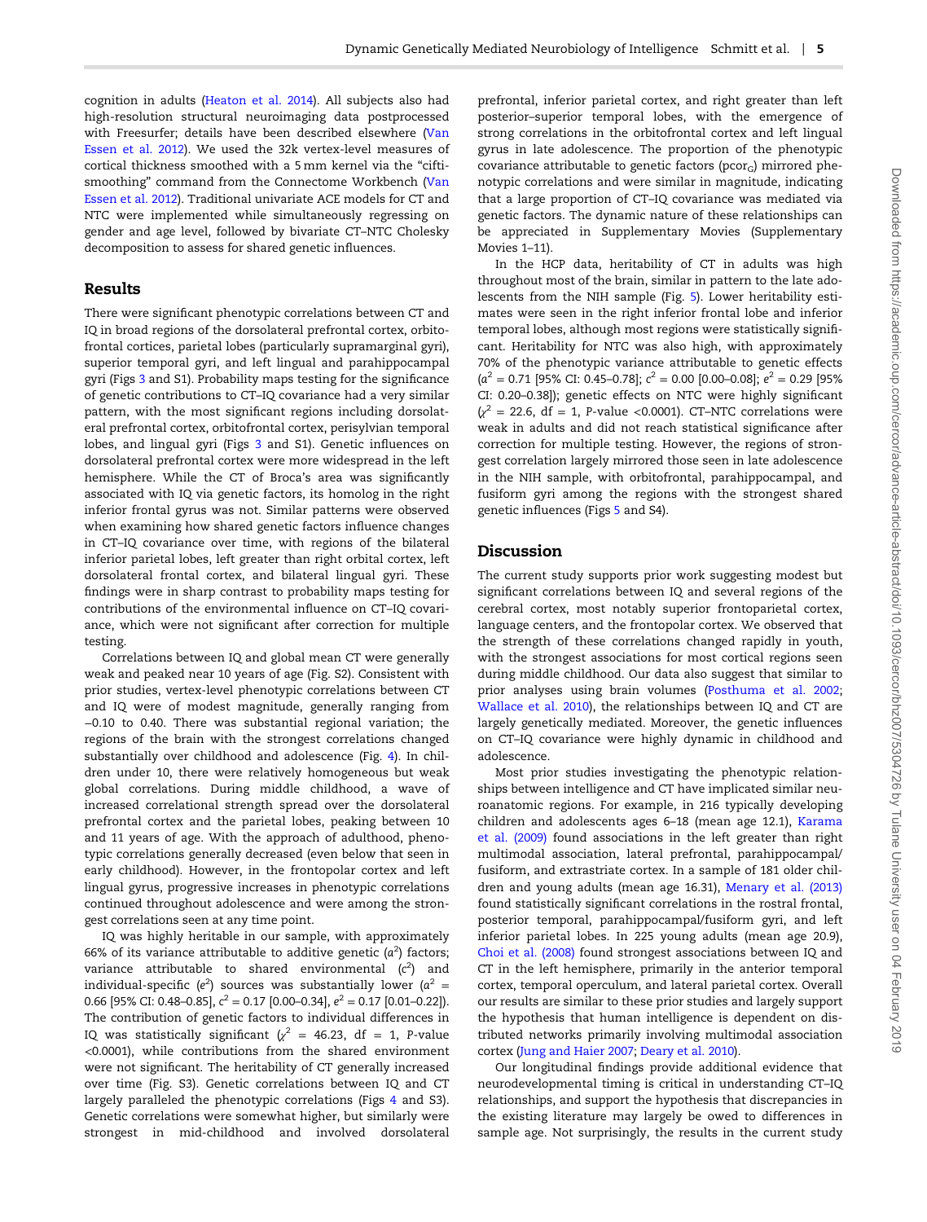cognition in adults (Heaton et al. 2014). All subjects also had high-resolution structural neuroimaging data postprocessed with Freesurfer; details have been described elsewhere (Van Essen et al. 2012). We used the 32k vertex-level measures of cortical thickness smoothed with a 5 mm kernel via the "cifti-smoothing" command from the Connectome Workbench (Van Essen et al. 2012). Traditional univariate ACE models for CT and NTC were implemented while simultaneously regressing on gender and age level, followed by bivariate CT–NTC Cholesky decomposition to assess for shared genetic influences.

## Results

There were significant phenotypic correlations between CT and IQ in broad regions of the dorsolateral prefrontal cortex, orbitofrontal cortices, parietal lobes (particularly supramarginal gyri), superior temporal gyri, and left lingual and parahippocampal gyri (Figs 3 and S1). Probability maps testing for the significance of genetic contributions to CT–IQ covariance had a very similar pattern, with the most significant regions including dorsolateral prefrontal cortex, orbitofrontal cortex, perisylvian temporal lobes, and lingual gyri (Figs 3 and S1). Genetic influences on dorsolateral prefrontal cortex were more widespread in the left hemisphere. While the CT of Broca's area was significantly associated with IQ via genetic factors, its homolog in the right inferior frontal gyrus was not. Similar patterns were observed when examining how shared genetic factors influence changes in CT–IQ covariance over time, with regions of the bilateral inferior parietal lobes, left greater than right orbital cortex, left dorsolateral frontal cortex, and bilateral lingual gyri. These findings were in sharp contrast to probability maps testing for contributions of the environmental influence on CT–IQ covariance, which were not significant after correction for multiple testing.

Correlations between IQ and global mean CT were generally weak and peaked near 10 years of age (Fig. S2). Consistent with prior studies, vertex-level phenotypic correlations between CT and IQ were of modest magnitude, generally ranging from −0.10 to 0.40. There was substantial regional variation; the regions of the brain with the strongest correlations changed substantially over childhood and adolescence (Fig. 4). In children under 10, there were relatively homogeneous but weak global correlations. During middle childhood, a wave of increased correlational strength spread over the dorsolateral prefrontal cortex and the parietal lobes, peaking between 10 and 11 years of age. With the approach of adulthood, phenotypic correlations generally decreased (even below that seen in early childhood). However, in the frontopolar cortex and left lingual gyrus, progressive increases in phenotypic correlations continued throughout adolescence and were among the strongest correlations seen at any time point.

IQ was highly heritable in our sample, with approximately 66% of its variance attributable to additive genetic ($a^2$) factors; variance attributable to shared environmental ($c^2$) and individual-specific ($e^2$) sources was substantially lower ($a^2$ = 0.66 [95% CI: 0.48–0.85], $c^2$ = 0.17 [0.00–0.34], $e^2$ = 0.17 [0.01–0.22]). The contribution of genetic factors to individual differences in IQ was statistically significant ($\chi^2$ = 46.23, df = 1, P-value <0.0001), while contributions from the shared environment were not significant. The heritability of CT generally increased over time (Fig. S3). Genetic correlations between IQ and CT largely paralleled the phenotypic correlations (Figs 4 and S3). Genetic correlations were somewhat higher, but similarly were strongest in mid-childhood and involved dorsolateral prefrontal, inferior parietal cortex, and right greater than left posterior–superior temporal lobes, with the emergence of strong correlations in the orbitofrontal cortex and left lingual gyrus in late adolescence. The proportion of the phenotypic covariance attributable to genetic factors ($\text{pcor}_G$) mirrored phenotypic correlations and were similar in magnitude, indicating that a large proportion of CT–IQ covariance was mediated via genetic factors. The dynamic nature of these relationships can be appreciated in Supplementary Movies (Supplementary Movies 1–11).

In the HCP data, heritability of CT in adults was high throughout most of the brain, similar in pattern to the late adolescents from the NIH sample (Fig. 5). Lower heritability estimates were seen in the right inferior frontal lobe and inferior temporal lobes, although most regions were statistically significant. Heritability for NTC was also high, with approximately 70% of the phenotypic variance attributable to genetic effects ($a^2$ = 0.71 [95% CI: 0.45–0.78]; $c^2$ = 0.00 [0.00–0.08]; $e^2$ = 0.29 [95% CI: 0.20–0.38]); genetic effects on NTC were highly significant ($\chi^2$ = 22.6, df = 1, P-value <0.0001). CT–NTC correlations were weak in adults and did not reach statistical significance after correction for multiple testing. However, the regions of strongest correlation largely mirrored those seen in late adolescence in the NIH sample, with orbitofrontal, parahippocampal, and fusiform gyri among the regions with the strongest shared genetic influences (Figs 5 and S4).

## Discussion

The current study supports prior work suggesting modest but significant correlations between IQ and several regions of the cerebral cortex, most notably superior frontoparietal cortex, language centers, and the frontopolar cortex. We observed that the strength of these correlations changed rapidly in youth, with the strongest associations for most cortical regions seen during middle childhood. Our data also suggest that similar to prior analyses using brain volumes (Posthuma et al. 2002; Wallace et al. 2010), the relationships between IQ and CT are largely genetically mediated. Moreover, the genetic influences on CT–IQ covariance were highly dynamic in childhood and adolescence.

Most prior studies investigating the phenotypic relationships between intelligence and CT have implicated similar neuroanatomic regions. For example, in 216 typically developing children and adolescents ages 6–18 (mean age 12.1), Karama et al. (2009) found associations in the left greater than right multimodal association, lateral prefrontal, parahippocampal/fusiform, and extrastriate cortex. In a sample of 181 older children and young adults (mean age 16.31), Menary et al. (2013) found statistically significant correlations in the rostral frontal, posterior temporal, parahippocampal/fusiform gyri, and left inferior parietal lobes. In 225 young adults (mean age 20.9), Choi et al. (2008) found strongest associations between IQ and CT in the left hemisphere, primarily in the anterior temporal cortex, temporal operculum, and lateral parietal cortex. Overall our results are similar to these prior studies and largely support the hypothesis that human intelligence is dependent on distributed networks primarily involving multimodal association cortex (Jung and Haier 2007; Deary et al. 2010).

Our longitudinal findings provide additional evidence that neurodevelopmental timing is critical in understanding CT–IQ relationships, and support the hypothesis that discrepancies in the existing literature may largely be owed to differences in sample age. Not surprisingly, the results in the current study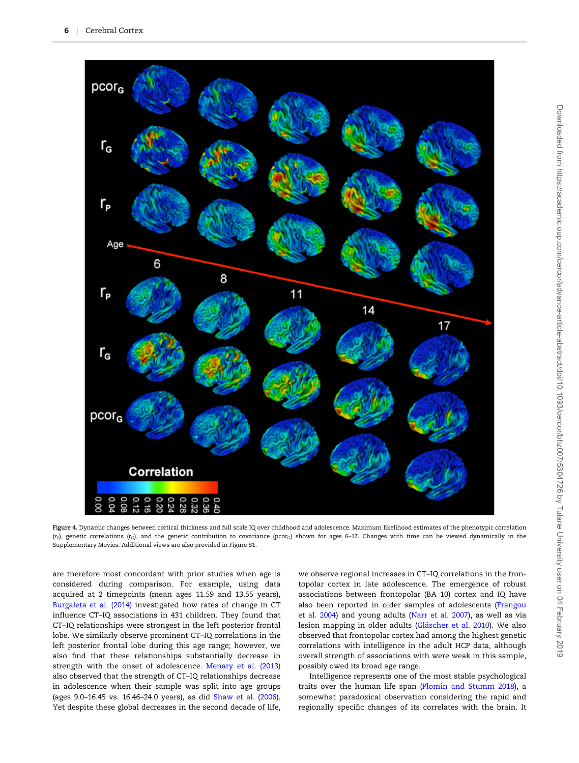Figure 4. Dynamic changes between cortical thickness and full scale IQ over childhood and adolescence. Maximum likelihood estimates of the phenotypic correlation ($r_P$), genetic correlations ($r_G$), and the genetic contribution to covariance ($pcor_G$) shown for ages 6–17. Changes with time can be viewed dynamically in the Supplementary Movies. Additional views are also provided in Figure S1.

are therefore most concordant with prior studies when age is considered during comparison. For example, using data acquired at 2 timepoints (mean ages 11.59 and 13.55 years), Burgaleta et al. (2014) investigated how rates of change in CT influence CT–IQ associations in 431 children. They found that CT–IQ relationships were strongest in the left posterior frontal lobe. We similarly observe prominent CT–IQ correlations in the left posterior frontal lobe during this age range; however, we also find that these relationships substantially decrease in strength with the onset of adolescence. Menary et al. (2013) also observed that the strength of CT–IQ relationships decrease in adolescence when their sample was split into age groups (ages 9.0–16.45 vs. 16.46–24.0 years), as did Shaw et al. (2006). Yet despite these global decreases in the second decade of life, we observe regional increases in CT–IQ correlations in the frontopolar cortex in late adolescence. The emergence of robust associations between frontopolar (BA 10) cortex and IQ have also been reported in older samples of adolescents (Frangou et al. 2004) and young adults (Narr et al. 2007), as well as via lesion mapping in older adults (Gläscher et al. 2010). We also observed that frontopolar cortex had among the highest genetic correlations with intelligence in the adult HCP data, although overall strength of associations with were weak in this sample, possibly owed its broad age range.

Intelligence represents one of the most stable psychological traits over the human life span (Plomin and Stumm 2018), a somewhat paradoxical observation considering the rapid and regionally specific changes of its correlates with the brain. It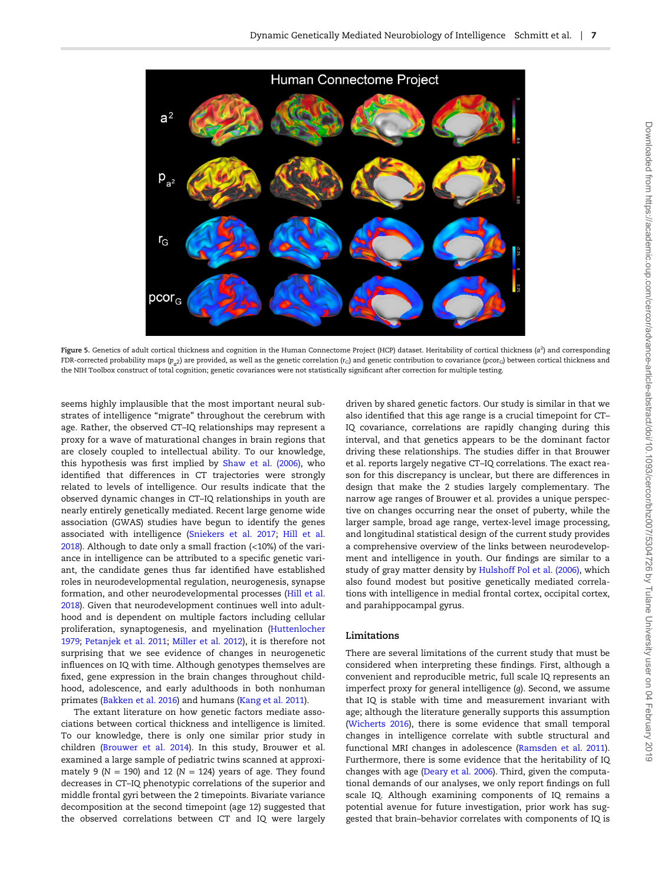Figure 5. Genetics of adult cortical thickness and cognition in the Human Connectome Project (HCP) dataset. Heritability of cortical thickness ($a^2$) and corresponding FDR-corrected probability maps ($p_{a^2}$) are provided, as well as the genetic correlation ($r_G$) and genetic contribution to covariance ($pcor_G$) between cortical thickness and the NIH Toolbox construct of total cognition; genetic covariances were not statistically significant after correction for multiple testing.

seems highly implausible that the most important neural substrates of intelligence "migrate" throughout the cerebrum with age. Rather, the observed CT–IQ relationships may represent a proxy for a wave of maturational changes in brain regions that are closely coupled to intellectual ability. To our knowledge, this hypothesis was first implied by Shaw et al. (2006), who identified that differences in CT trajectories were strongly related to levels of intelligence. Our results indicate that the observed dynamic changes in youth are nearly entirely genetically mediated. Recent large genome wide association (GWAS) studies have begun to identify the genes associated with intelligence (Sniekers et al. 2017; Hill et al. 2018). Although to date only a small fraction (<10%) of the variance in intelligence can be attributed to a specific genetic variant, the candidate genes thus far identified have established roles in neurodevelopmental regulation, neurogenesis, synapse formation, and other neurodevelopmental processes (Hill et al. 2018). Given that neurodevelopment continues well into adulthood and is dependent on multiple factors including cellular proliferation, synaptogenesis, and myelination (Huttenlocher 1979; Petanjek et al. 2011; Miller et al. 2012), it is therefore not surprising that we see evidence of changes in neurogenetic influences on IQ with time. Although genotypes themselves are fixed, gene expression in the brain changes throughout childhood, adolescence, and early adulthoods in both nonhuman primates (Bakken et al. 2016) and humans (Kang et al. 2011).

The extant literature on how genetic factors mediate associations between cortical thickness and intelligence is limited. To our knowledge, there is only one similar prior study in children (Brouwer et al. 2014). In this study, Brouwer et al. examined a large sample of pediatric twins scanned at approximately 9 ($N$ = 190) and 12 ($N$ = 124) years of age. They found decreases in CT–IQ phenotypic correlations of the superior and middle frontal gyri between the 2 timepoints. Bivariate variance decomposition at the second timepoint (age 12) suggested that the observed correlations between CT and IQ were largely driven by shared genetic factors. Our study is similar in that we also identified that this age range is a crucial timepoint for CT–IQ covariance, correlations are rapidly changing during this interval, and that genetics appears to be the dominant factor driving these relationships. The studies differ in that Brouwer et al. reports largely negative CT–IQ correlations. The exact reason for this discrepancy is unclear, but there are differences in design that make the 2 studies largely complementary. The narrow age ranges of Brouwer et al. provides a unique perspective on changes occurring near the onset of puberty, while the larger sample, broad age range, vertex-level image processing, and longitudinal statistical design of the current study provides a comprehensive overview of the links between neurodevelopment and intelligence in youth. Our findings are similar to a study of gray matter density by Hulshoff Pol et al. (2006), which also found modest but positive genetically mediated correlations with intelligence in medial frontal cortex, occipital cortex, and parahippocampal gyrus.

## Limitations

There are several limitations of the current study that must be considered when interpreting these findings. First, although a convenient and reproducible metric, full scale IQ represents an imperfect proxy for general intelligence ($g$). Second, we assume that IQ is stable with time and measurement invariant with age; although the literature generally supports this assumption (Wicherts 2016), there is some evidence that small temporal changes in intelligence correlate with subtle structural and functional MRI changes in adolescence (Ramsden et al. 2011). Furthermore, there is some evidence that the heritability of IQ changes with age (Deary et al. 2006). Third, given the computational demands of our analyses, we only report findings on full scale IQ. Although examining components of IQ remains a potential avenue for future investigation, prior work has suggested that brain–behavior correlates with components of IQ is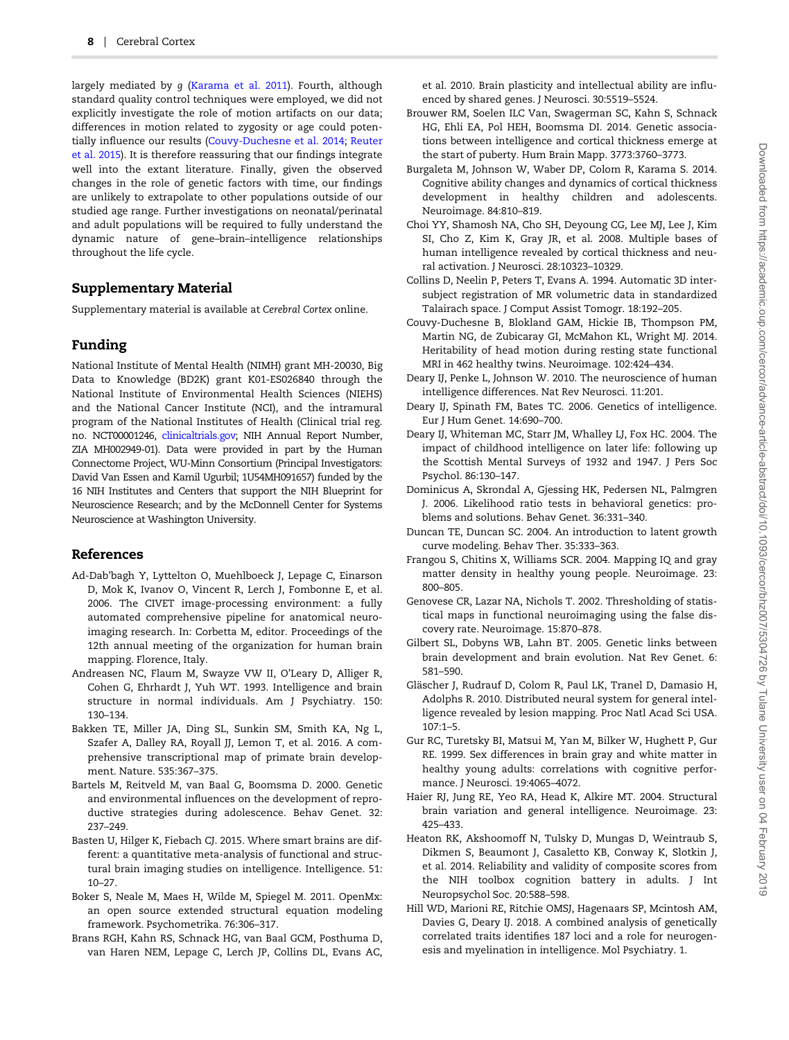largely mediated by *g* (Karama et al. 2011). Fourth, although standard quality control techniques were employed, we did not explicitly investigate the role of motion artifacts on our data; differences in motion related to zygosity or age could potentially influence our results (Couvy-Duchesne et al. 2014; Reuter et al. 2015). It is therefore reassuring that our findings integrate well into the extant literature. Finally, given the observed changes in the role of genetic factors with time, our findings are unlikely to extrapolate to other populations outside of our studied age range. Further investigations on neonatal/perinatal and adult populations will be required to fully understand the dynamic nature of gene–brain–intelligence relationships throughout the life cycle.

## Supplementary Material

Supplementary material is available at *Cerebral Cortex* online.

## Funding

National Institute of Mental Health (NIMH) grant MH-20030, Big Data to Knowledge (BD2K) grant K01-ES026840 through the National Institute of Environmental Health Sciences (NIEHS) and the National Cancer Institute (NCI), and the intramural program of the National Institutes of Health (Clinical trial reg. no. NCT00001246, clinicaltrials.gov; NIH Annual Report Number, ZIA MH002949-01). Data were provided in part by the Human Connectome Project, WU-Minn Consortium (Principal Investigators: David Van Essen and Kamil Ugurbil; 1U54MH091657) funded by the 16 NIH Institutes and Centers that support the NIH Blueprint for Neuroscience Research; and by the McDonnell Center for Systems Neuroscience at Washington University.

## References

Ad-Dab'bagh Y, Lyttelton O, Muehlboeck J, Lepage C, Einarson D, Mok K, Ivanov O, Vincent R, Lerch J, Fombonne E, et al. 2006. The CIVET image-processing environment: a fully automated comprehensive pipeline for anatomical neuroimaging research. In: Corbetta M, editor. Proceedings of the 12th annual meeting of the organization for human brain mapping. Florence, Italy.

Andreasen NC, Flaum M, Swayze VW II, O'Leary D, Alliger R, Cohen G, Ehrhardt J, Yuh WT. 1993. Intelligence and brain structure in normal individuals. Am J Psychiatry. 150: 130–134.

Bakken TE, Miller JA, Ding SL, Sunkin SM, Smith KA, Ng L, Szafer A, Dalley RA, Royall JJ, Lemon T, et al. 2016. A comprehensive transcriptional map of primate brain development. Nature. 535:367–375.

Bartels M, Reitveld M, van Baal G, Boomsma D. 2000. Genetic and environmental influences on the development of reproductive strategies during adolescence. Behav Genet. 32: 237–249.

Basten U, Hilger K, Fiebach CJ. 2015. Where smart brains are different: a quantitative meta-analysis of functional and structural brain imaging studies on intelligence. Intelligence. 51: 10–27.

Boker S, Neale M, Maes H, Wilde M, Spiegel M. 2011. OpenMx: an open source extended structural equation modeling framework. Psychometrika. 76:306–317.

Brans RGH, Kahn RS, Schnack HG, van Baal GCM, Posthuma D, van Haren NEM, Lepage C, Lerch JP, Collins DL, Evans AC, et al. 2010. Brain plasticity and intellectual ability are influenced by shared genes. J Neurosci. 30:5519–5524.

Brouwer RM, Soelen ILC Van, Swagerman SC, Kahn S, Schnack HG, Ehli EA, Pol HEH, Boomsma DI. 2014. Genetic associations between intelligence and cortical thickness emerge at the start of puberty. Hum Brain Mapp. 3773:3760–3773.

Burgaleta M, Johnson W, Waber DP, Colom R, Karama S. 2014. Cognitive ability changes and dynamics of cortical thickness development in healthy children and adolescents. Neuroimage. 84:810–819.

Choi YY, Shamosh NA, Cho SH, Deyoung CG, Lee MJ, Lee J, Kim SI, Cho Z, Kim K, Gray JR, et al. 2008. Multiple bases of human intelligence revealed by cortical thickness and neural activation. J Neurosci. 28:10323–10329.

Collins D, Neelin P, Peters T, Evans A. 1994. Automatic 3D intersubject registration of MR volumetric data in standardized Talairach space. J Comput Assist Tomogr. 18:192–205.

Couvy-Duchesne B, Blokland GAM, Hickie IB, Thompson PM, Martin NG, de Zubicaray GI, McMahon KL, Wright MJ. 2014. Heritability of head motion during resting state functional MRI in 462 healthy twins. Neuroimage. 102:424–434.

Deary IJ, Penke L, Johnson W. 2010. The neuroscience of human intelligence differences. Nat Rev Neurosci. 11:201.

Deary IJ, Spinath FM, Bates TC. 2006. Genetics of intelligence. Eur J Hum Genet. 14:690–700.

Deary IJ, Whiteman MC, Starr JM, Whalley LJ, Fox HC. 2004. The impact of childhood intelligence on later life: following up the Scottish Mental Surveys of 1932 and 1947. J Pers Soc Psychol. 86:130–147.

Dominicus A, Skrondal A, Gjessing HK, Pedersen NL, Palmgren J. 2006. Likelihood ratio tests in behavioral genetics: problems and solutions. Behav Genet. 36:331–340.

Duncan TE, Duncan SC. 2004. An introduction to latent growth curve modeling. Behav Ther. 35:333–363.

Frangou S, Chitins X, Williams SCR. 2004. Mapping IQ and gray matter density in healthy young people. Neuroimage. 23: 800–805.

Genovese CR, Lazar NA, Nichols T. 2002. Thresholding of statistical maps in functional neuroimaging using the false discovery rate. Neuroimage. 15:870–878.

Gilbert SL, Dobyns WB, Lahn BT. 2005. Genetic links between brain development and brain evolution. Nat Rev Genet. 6: 581–590.

Gläscher J, Rudrauf D, Colom R, Paul LK, Tranel D, Damasio H, Adolphs R. 2010. Distributed neural system for general intelligence revealed by lesion mapping. Proc Natl Acad Sci USA. 107:1–5.

Gur RC, Turetsky BI, Matsui M, Yan M, Bilker W, Hughett P, Gur RE. 1999. Sex differences in brain gray and white matter in healthy young adults: correlations with cognitive performance. J Neurosci. 19:4065–4072.

Haier RJ, Jung RE, Yeo RA, Head K, Alkire MT. 2004. Structural brain variation and general intelligence. Neuroimage. 23: 425–433.

Heaton RK, Akshoomoff N, Tulsky D, Mungas D, Weintraub S, Dikmen S, Beaumont J, Casaletto KB, Conway K, Slotkin J, et al. 2014. Reliability and validity of composite scores from the NIH toolbox cognition battery in adults. J Int Neuropsychol Soc. 20:588–598.

Hill WD, Marioni RE, Ritchie OMSJ, Hagenaars SP, Mcintosh AM, Davies G, Deary IJ. 2018. A combined analysis of genetically correlated traits identifies 187 loci and a role for neurogenesis and myelination in intelligence. Mol Psychiatry. 1.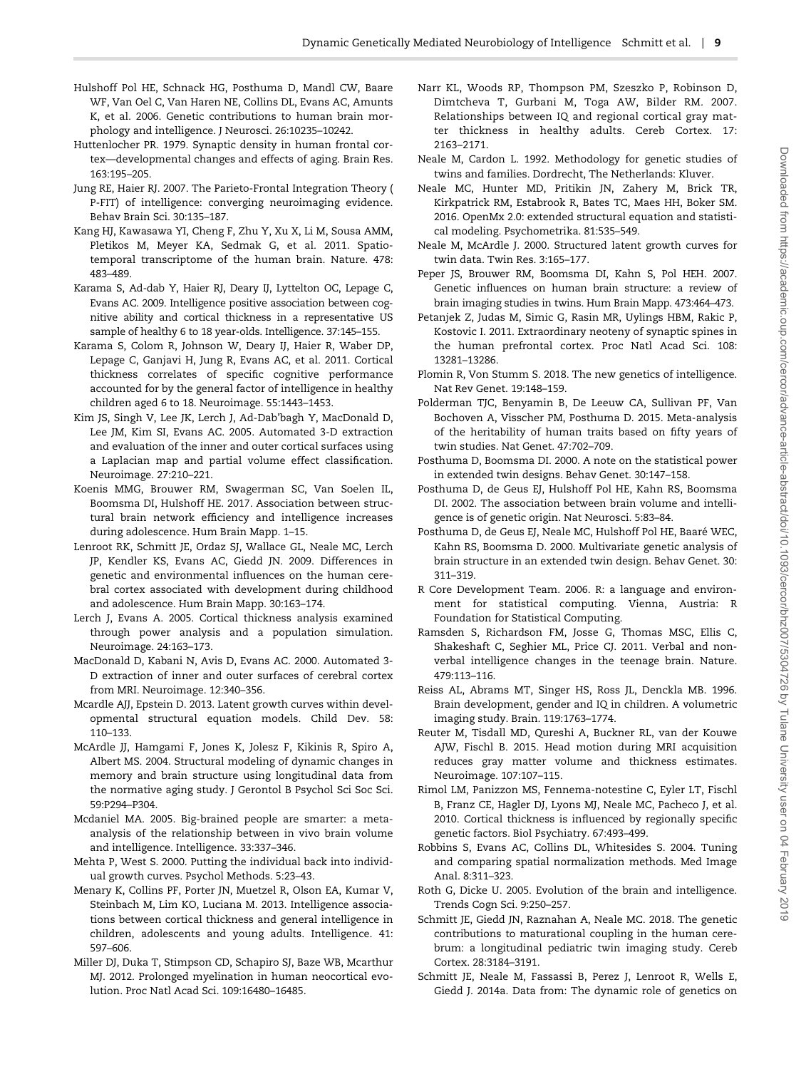Hulshoff Pol HE, Schnack HG, Posthuma D, Mandl CW, Baare WF, Van Oel C, Van Haren NE, Collins DL, Evans AC, Amunts K, et al. 2006. Genetic contributions to human brain morphology and intelligence. J Neurosci. 26:10235–10242.

Huttenlocher PR. 1979. Synaptic density in human frontal cortex—developmental changes and effects of aging. Brain Res. 163:195–205.

Jung RE, Haier RJ. 2007. The Parieto-Frontal Integration Theory ( P-FIT) of intelligence: converging neuroimaging evidence. Behav Brain Sci. 30:135–187.

Kang HJ, Kawasawa YI, Cheng F, Zhu Y, Xu X, Li M, Sousa AMM, Pletikos M, Meyer KA, Sedmak G, et al. 2011. Spatio-temporal transcriptome of the human brain. Nature. 478: 483–489.

Karama S, Ad-dab Y, Haier RJ, Deary IJ, Lyttelton OC, Lepage C, Evans AC. 2009. Intelligence positive association between cognitive ability and cortical thickness in a representative US sample of healthy 6 to 18 year-olds. Intelligence. 37:145–155.

Karama S, Colom R, Johnson W, Deary IJ, Haier R, Waber DP, Lepage C, Ganjavi H, Jung R, Evans AC, et al. 2011. Cortical thickness correlates of specific cognitive performance accounted for by the general factor of intelligence in healthy children aged 6 to 18. Neuroimage. 55:1443–1453.

Kim JS, Singh V, Lee JK, Lerch J, Ad-Dab'bagh Y, MacDonald D, Lee JM, Kim SI, Evans AC. 2005. Automated 3-D extraction and evaluation of the inner and outer cortical surfaces using a Laplacian map and partial volume effect classification. Neuroimage. 27:210–221.

Koenis MMG, Brouwer RM, Swagerman SC, Van Soelen IL, Boomsma DI, Hulshoff Pol HE. 2017. Association between structural brain network efficiency and intelligence increases during adolescence. Hum Brain Mapp. 1–15.

Lenroot RK, Schmitt JE, Ordaz SJ, Wallace GL, Neale MC, Lerch JP, Kendler KS, Evans AC, Giedd JN. 2009. Differences in genetic and environmental influences on the human cerebral cortex associated with development during childhood and adolescence. Hum Brain Mapp. 30:163–174.

Lerch J, Evans A. 2005. Cortical thickness analysis examined through power analysis and a population simulation. Neuroimage. 24:163–173.

MacDonald D, Kabani N, Avis D, Evans AC. 2000. Automated 3-D extraction of inner and outer surfaces of cerebral cortex from MRI. Neuroimage. 12:340–356.

Mcardle AJJ, Epstein D. 2013. Latent growth curves within developmental structural equation models. Child Dev. 58: 110–133.

McArdle JJ, Hamgami F, Jones K, Jolesz F, Kikinis R, Spiro A, Albert MS. 2004. Structural modeling of dynamic changes in memory and brain structure using longitudinal data from the normative aging study. J Gerontol B Psychol Sci Soc Sci. 59:P294–P304.

Mcdaniel MA. 2005. Big-brained people are smarter: a meta-analysis of the relationship between in vivo brain volume and intelligence. Intelligence. 33:337–346.

Mehta P, West S. 2000. Putting the individual back into individual growth curves. Psychol Methods. 5:23–43.

Menary K, Collins PF, Porter JN, Muetzel R, Olson EA, Kumar V, Steinbach M, Lim KO, Luciana M. 2013. Intelligence associations between cortical thickness and general intelligence in children, adolescents and young adults. Intelligence. 41: 597–606.

Miller DJ, Duka T, Stimpson CD, Schapiro SJ, Baze WB, Mcarthur MJ. 2012. Prolonged myelination in human neocortical evolution. Proc Natl Acad Sci. 109:16480–16485.

Narr KL, Woods RP, Thompson PM, Szeszko P, Robinson D, Dimtcheva T, Gurbani M, Toga AW, Bilder RM. 2007. Relationships between IQ and regional cortical gray matter thickness in healthy adults. Cereb Cortex. 17: 2163–2171.

Neale M, Cardon L. 1992. Methodology for genetic studies of twins and families. Dordrecht, The Netherlands: Kluver.

Neale MC, Hunter MD, Pritikin JN, Zahery M, Brick TR, Kirkpatrick RM, Estabrook R, Bates TC, Maes HH, Boker SM. 2016. OpenMx 2.0: extended structural equation and statistical modeling. Psychometrika. 81:535–549.

Neale M, McArdle J. 2000. Structured latent growth curves for twin data. Twin Res. 3:165–177.

Peper JS, Brouwer RM, Boomsma DI, Kahn S, Pol HEH. 2007. Genetic influences on human brain structure: a review of brain imaging studies in twins. Hum Brain Mapp. 473:464–473.

Petanjek Z, Judas M, Simic G, Rasin MR, Uylings HBM, Rakic P, Kostovic I. 2011. Extraordinary neoteny of synaptic spines in the human prefrontal cortex. Proc Natl Acad Sci. 108: 13281–13286.

Plomin R, Von Stumm S. 2018. The new genetics of intelligence. Nat Rev Genet. 19:148–159.

Polderman TJC, Benyamin B, De Leeuw CA, Sullivan PF, Van Bochoven A, Visscher PM, Posthuma D. 2015. Meta-analysis of the heritability of human traits based on fifty years of twin studies. Nat Genet. 47:702–709.

Posthuma D, Boomsma DI. 2000. A note on the statistical power in extended twin designs. Behav Genet. 30:147–158.

Posthuma D, de Geus EJ, Hulshoff Pol HE, Kahn RS, Boomsma DI. 2002. The association between brain volume and intelligence is of genetic origin. Nat Neurosci. 5:83–84.

Posthuma D, de Geus EJ, Neale MC, Hulshoff Pol HE, Baaré WEC, Kahn RS, Boomsma D. 2000. Multivariate genetic analysis of brain structure in an extended twin design. Behav Genet. 30: 311–319.

R Core Development Team. 2006. R: a language and environment for statistical computing. Vienna, Austria: R Foundation for Statistical Computing.

Ramsden S, Richardson FM, Josse G, Thomas MSC, Ellis C, Shakeshaft C, Seghier ML, Price CJ. 2011. Verbal and nonverbal intelligence changes in the teenage brain. Nature. 479:113–116.

Reiss AL, Abrams MT, Singer HS, Ross JL, Denckla MB. 1996. Brain development, gender and IQ in children. A volumetric imaging study. Brain. 119:1763–1774.

Reuter M, Tisdall MD, Qureshi A, Buckner RL, van der Kouwe AJW, Fischl B. 2015. Head motion during MRI acquisition reduces gray matter volume and thickness estimates. Neuroimage. 107:107–115.

Rimol LM, Panizzon MS, Fennema-notestine C, Eyler LT, Fischl B, Franz CE, Hagler DJ, Lyons MJ, Neale MC, Pacheco J, et al. 2010. Cortical thickness is influenced by regionally specific genetic factors. Biol Psychiatry. 67:493–499.

Robbins S, Evans AC, Collins DL, Whitesides S. 2004. Tuning and comparing spatial normalization methods. Med Image Anal. 8:311–323.

Roth G, Dicke U. 2005. Evolution of the brain and intelligence. Trends Cogn Sci. 9:250–257.

Schmitt JE, Giedd JN, Raznahan A, Neale MC. 2018. The genetic contributions to maturational coupling in the human cerebrum: a longitudinal pediatric twin imaging study. Cereb Cortex. 28:3184–3191.

Schmitt JE, Neale M, Fassassi B, Perez J, Lenroot R, Wells E, Giedd J. 2014a. Data from: The dynamic role of genetics on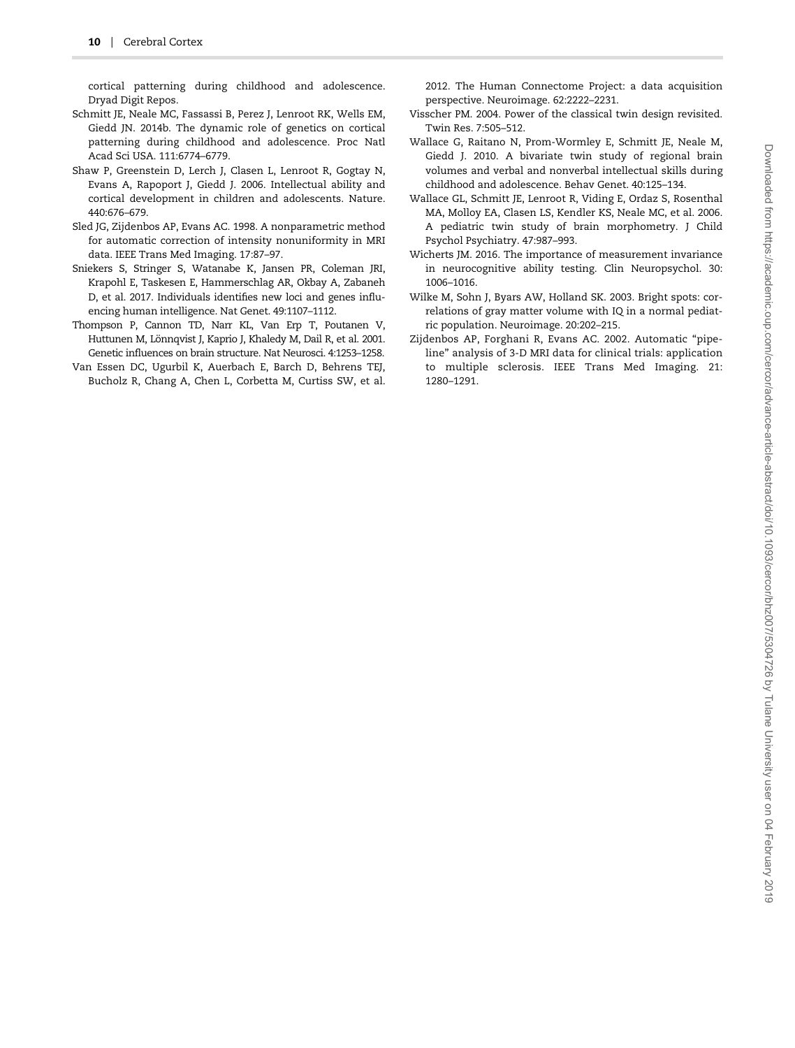cortical patterning during childhood and adolescence. Dryad Digit Repos.

Schmitt JE, Neale MC, Fassassi B, Perez J, Lenroot RK, Wells EM, Giedd JN. 2014b. The dynamic role of genetics on cortical patterning during childhood and adolescence. Proc Natl Acad Sci USA. 111:6774–6779.

Shaw P, Greenstein D, Lerch J, Clasen L, Lenroot R, Gogtay N, Evans A, Rapoport J, Giedd J. 2006. Intellectual ability and cortical development in children and adolescents. Nature. 440:676–679.

Sled JG, Zijdenbos AP, Evans AC. 1998. A nonparametric method for automatic correction of intensity nonuniformity in MRI data. IEEE Trans Med Imaging. 17:87–97.

Sniekers S, Stringer S, Watanabe K, Jansen PR, Coleman JRI, Krapohl E, Taskesen E, Hammerschlag AR, Okbay A, Zabaneh D, et al. 2017. Individuals identifies new loci and genes influencing human intelligence. Nat Genet. 49:1107–1112.

Thompson P, Cannon TD, Narr KL, Van Erp T, Poutanen V, Huttunen M, Lönnqvist J, Kaprio J, Khaledy M, Dail R, et al. 2001. Genetic influences on brain structure. Nat Neurosci. 4:1253–1258.

Van Essen DC, Ugurbil K, Auerbach E, Barch D, Behrens TEJ, Bucholz R, Chang A, Chen L, Corbetta M, Curtiss SW, et al. 2012. The Human Connectome Project: a data acquisition perspective. Neuroimage. 62:2222–2231.

Visscher PM. 2004. Power of the classical twin design revisited. Twin Res. 7:505–512.

Wallace G, Raitano N, Prom-Wormley E, Schmitt JE, Neale M, Giedd J. 2010. A bivariate twin study of regional brain volumes and verbal and nonverbal intellectual skills during childhood and adolescence. Behav Genet. 40:125–134.

Wallace GL, Schmitt JE, Lenroot R, Viding E, Ordaz S, Rosenthal MA, Molloy EA, Clasen LS, Kendler KS, Neale MC, et al. 2006. A pediatric twin study of brain morphometry. J Child Psychol Psychiatry. 47:987–993.

Wicherts JM. 2016. The importance of measurement invariance in neurocognitive ability testing. Clin Neuropsychol. 30: 1006–1016.

Wilke M, Sohn J, Byars AW, Holland SK. 2003. Bright spots: correlations of gray matter volume with IQ in a normal pediatric population. Neuroimage. 20:202–215.

Zijdenbos AP, Forghani R, Evans AC. 2002. Automatic "pipeline" analysis of 3-D MRI data for clinical trials: application to multiple sclerosis. IEEE Trans Med Imaging. 21: 1280–1291.